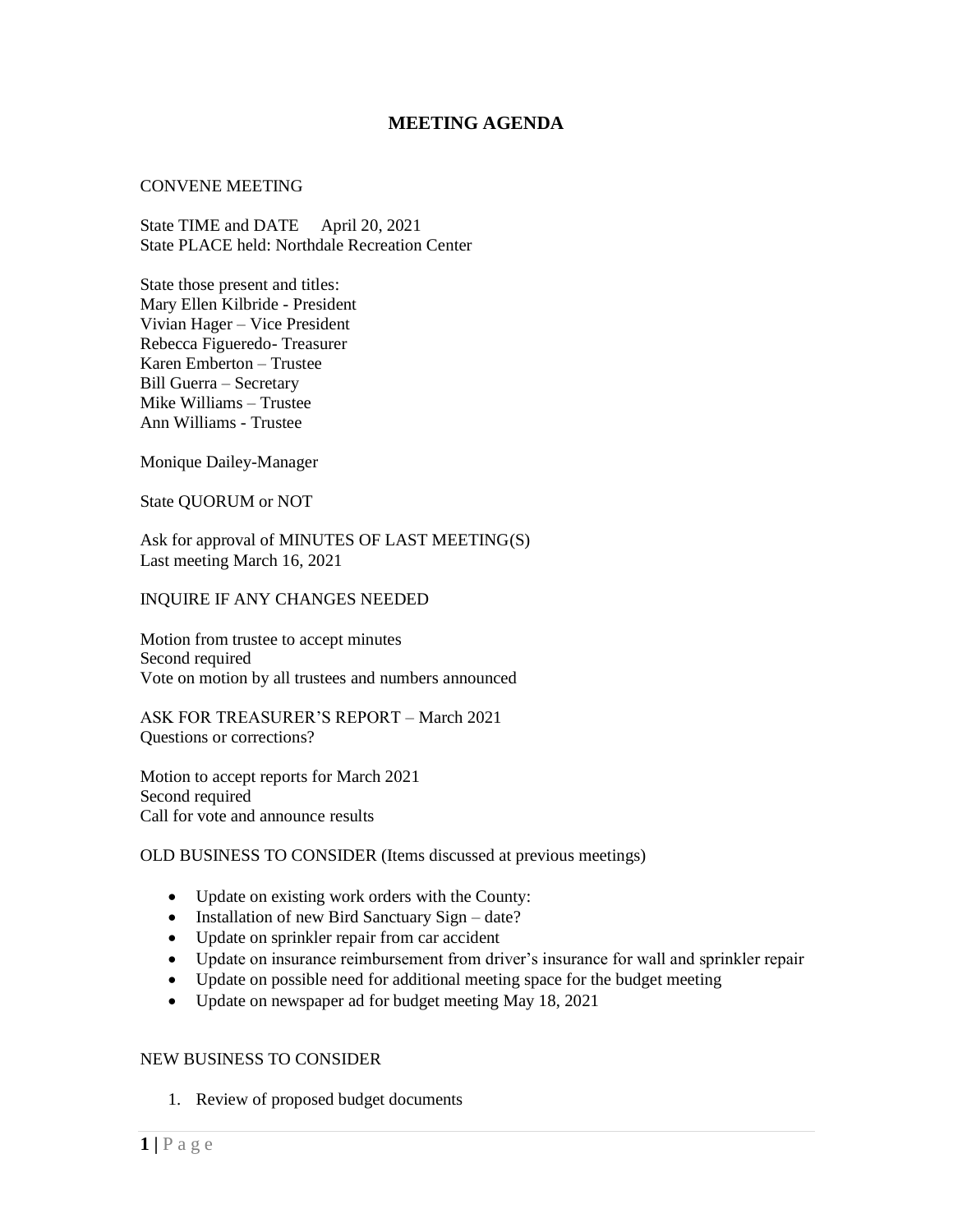# MEETING AGENDA

CONVENE MEETING

State TIME and DATE April 20, 2021
State PLACE held: Northdale Recreation Center

State those present and titles:
Mary Ellen Kilbride - President
Vivian Hager – Vice President
Rebecca Figueredo- Treasurer
Karen Emberton – Trustee
Bill Guerra – Secretary
Mike Williams – Trustee
Ann Williams - Trustee

Monique Dailey-Manager

State QUORUM or NOT

Ask for approval of MINUTES OF LAST MEETING(S)
Last meeting March 16, 2021

INQUIRE IF ANY CHANGES NEEDED

Motion from trustee to accept minutes
Second required
Vote on motion by all trustees and numbers announced

ASK FOR TREASURER'S REPORT – March 2021
Questions or corrections?

Motion to accept reports for March 2021
Second required
Call for vote and announce results

OLD BUSINESS TO CONSIDER (Items discussed at previous meetings)

- Update on existing work orders with the County:
- Installation of new Bird Sanctuary Sign – date?
- Update on sprinkler repair from car accident
- Update on insurance reimbursement from driver's insurance for wall and sprinkler repair
- Update on possible need for additional meeting space for the budget meeting
- Update on newspaper ad for budget meeting May 18, 2021

NEW BUSINESS TO CONSIDER

1. Review of proposed budget documents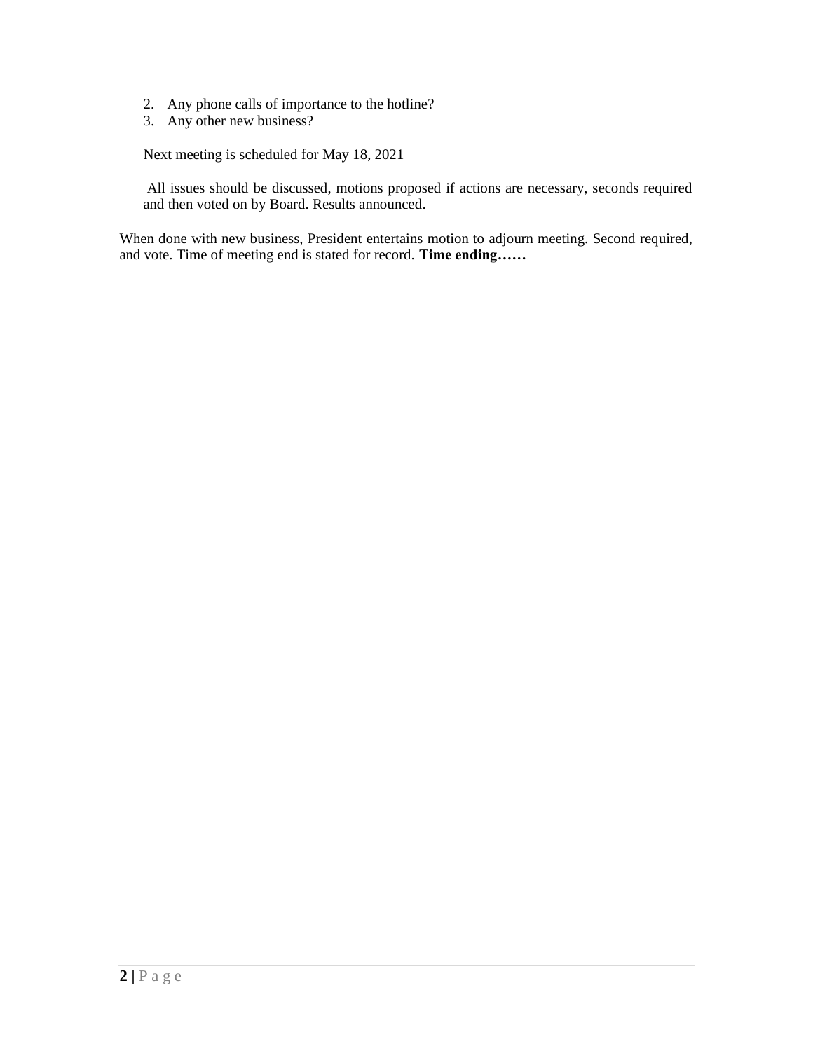2. Any phone calls of importance to the hotline?
3. Any other new business?

Next meeting is scheduled for May 18, 2021

All issues should be discussed, motions proposed if actions are necessary, seconds required and then voted on by Board. Results announced.

When done with new business, President entertains motion to adjourn meeting. Second required, and vote. Time of meeting end is stated for record. **Time ending……**